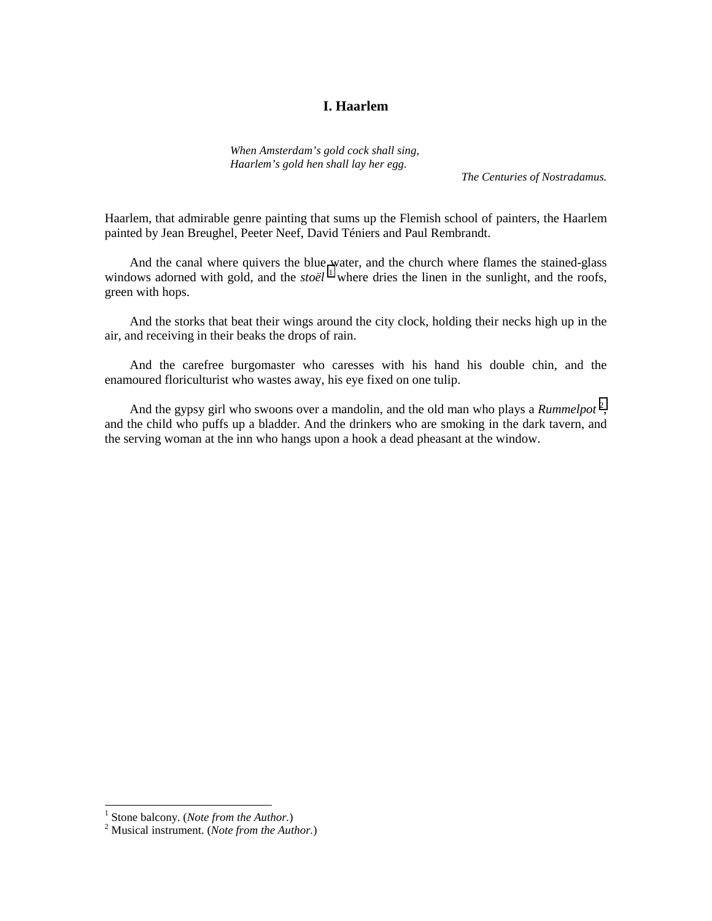# I. Haarlem

*When Amsterdam's gold cock shall sing,*
*Haarlem's gold hen shall lay her egg.*

*The Centuries of Nostradamus.*

Haarlem, that admirable genre painting that sums up the Flemish school of painters, the Haarlem painted by Jean Breughel, Peeter Neef, David Téniers and Paul Rembrandt.

And the canal where quivers the blue water, and the church where flames the stained-glass windows adorned with gold, and the *stoël* [1] where dries the linen in the sunlight, and the roofs, green with hops.

And the storks that beat their wings around the city clock, holding their necks high up in the air, and receiving in their beaks the drops of rain.

And the carefree burgomaster who caresses with his hand his double chin, and the enamoured floriculturist who wastes away, his eye fixed on one tulip.

And the gypsy girl who swoons over a mandolin, and the old man who plays a *Rummelpot* [2], and the child who puffs up a bladder. And the drinkers who are smoking in the dark tavern, and the serving woman at the inn who hangs upon a hook a dead pheasant at the window.

---

[1] Stone balcony. (*Note from the Author.*)

[2] Musical instrument. (*Note from the Author.*)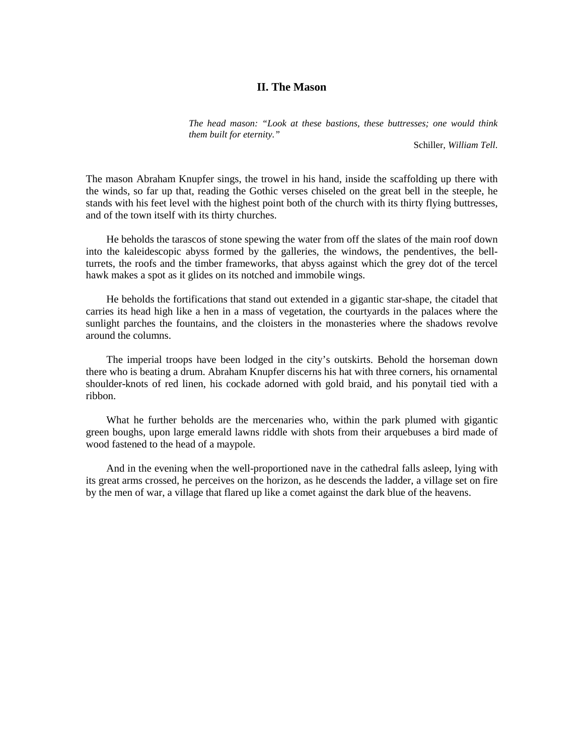## II. The Mason

> *The head mason: "Look at these bastions, these buttresses; one would think them built for eternity."*
>
> Schiller, *William Tell*.

The mason Abraham Knupfer sings, the trowel in his hand, inside the scaffolding up there with the winds, so far up that, reading the Gothic verses chiseled on the great bell in the steeple, he stands with his feet level with the highest point both of the church with its thirty flying buttresses, and of the town itself with its thirty churches.

He beholds the tarascos of stone spewing the water from off the slates of the main roof down into the kaleidescopic abyss formed by the galleries, the windows, the pendentives, the bell-turrets, the roofs and the timber frameworks, that abyss against which the grey dot of the tercel hawk makes a spot as it glides on its notched and immobile wings.

He beholds the fortifications that stand out extended in a gigantic star-shape, the citadel that carries its head high like a hen in a mass of vegetation, the courtyards in the palaces where the sunlight parches the fountains, and the cloisters in the monasteries where the shadows revolve around the columns.

The imperial troops have been lodged in the city's outskirts. Behold the horseman down there who is beating a drum. Abraham Knupfer discerns his hat with three corners, his ornamental shoulder-knots of red linen, his cockade adorned with gold braid, and his ponytail tied with a ribbon.

What he further beholds are the mercenaries who, within the park plumed with gigantic green boughs, upon large emerald lawns riddle with shots from their arquebuses a bird made of wood fastened to the head of a maypole.

And in the evening when the well-proportioned nave in the cathedral falls asleep, lying with its great arms crossed, he perceives on the horizon, as he descends the ladder, a village set on fire by the men of war, a village that flared up like a comet against the dark blue of the heavens.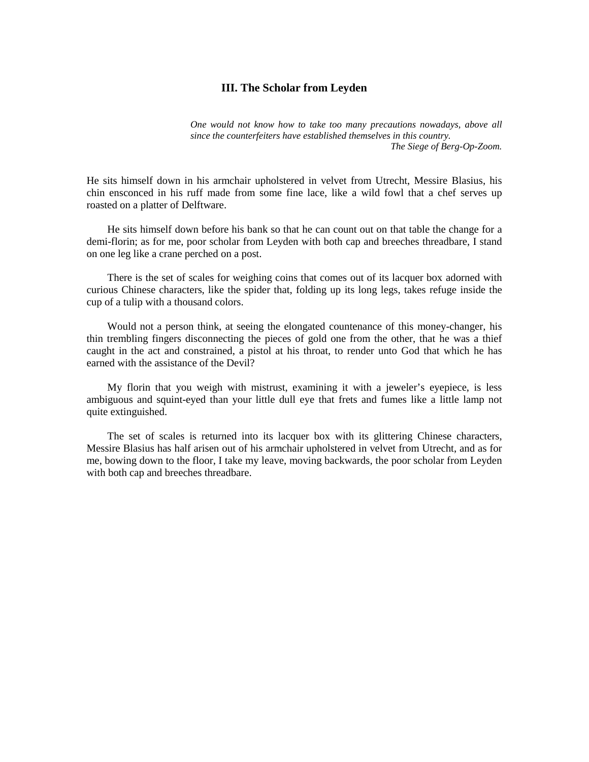### III. The Scholar from Leyden

> *One would not know how to take too many precautions nowadays, above all since the counterfeiters have established themselves in this country.*
>
> *The Siege of Berg-Op-Zoom.*

He sits himself down in his armchair upholstered in velvet from Utrecht, Messire Blasius, his chin ensconced in his ruff made from some fine lace, like a wild fowl that a chef serves up roasted on a platter of Delftware.

He sits himself down before his bank so that he can count out on that table the change for a demi-florin; as for me, poor scholar from Leyden with both cap and breeches threadbare, I stand on one leg like a crane perched on a post.

There is the set of scales for weighing coins that comes out of its lacquer box adorned with curious Chinese characters, like the spider that, folding up its long legs, takes refuge inside the cup of a tulip with a thousand colors.

Would not a person think, at seeing the elongated countenance of this money-changer, his thin trembling fingers disconnecting the pieces of gold one from the other, that he was a thief caught in the act and constrained, a pistol at his throat, to render unto God that which he has earned with the assistance of the Devil?

My florin that you weigh with mistrust, examining it with a jeweler's eyepiece, is less ambiguous and squint-eyed than your little dull eye that frets and fumes like a little lamp not quite extinguished.

The set of scales is returned into its lacquer box with its glittering Chinese characters, Messire Blasius has half arisen out of his armchair upholstered in velvet from Utrecht, and as for me, bowing down to the floor, I take my leave, moving backwards, the poor scholar from Leyden with both cap and breeches threadbare.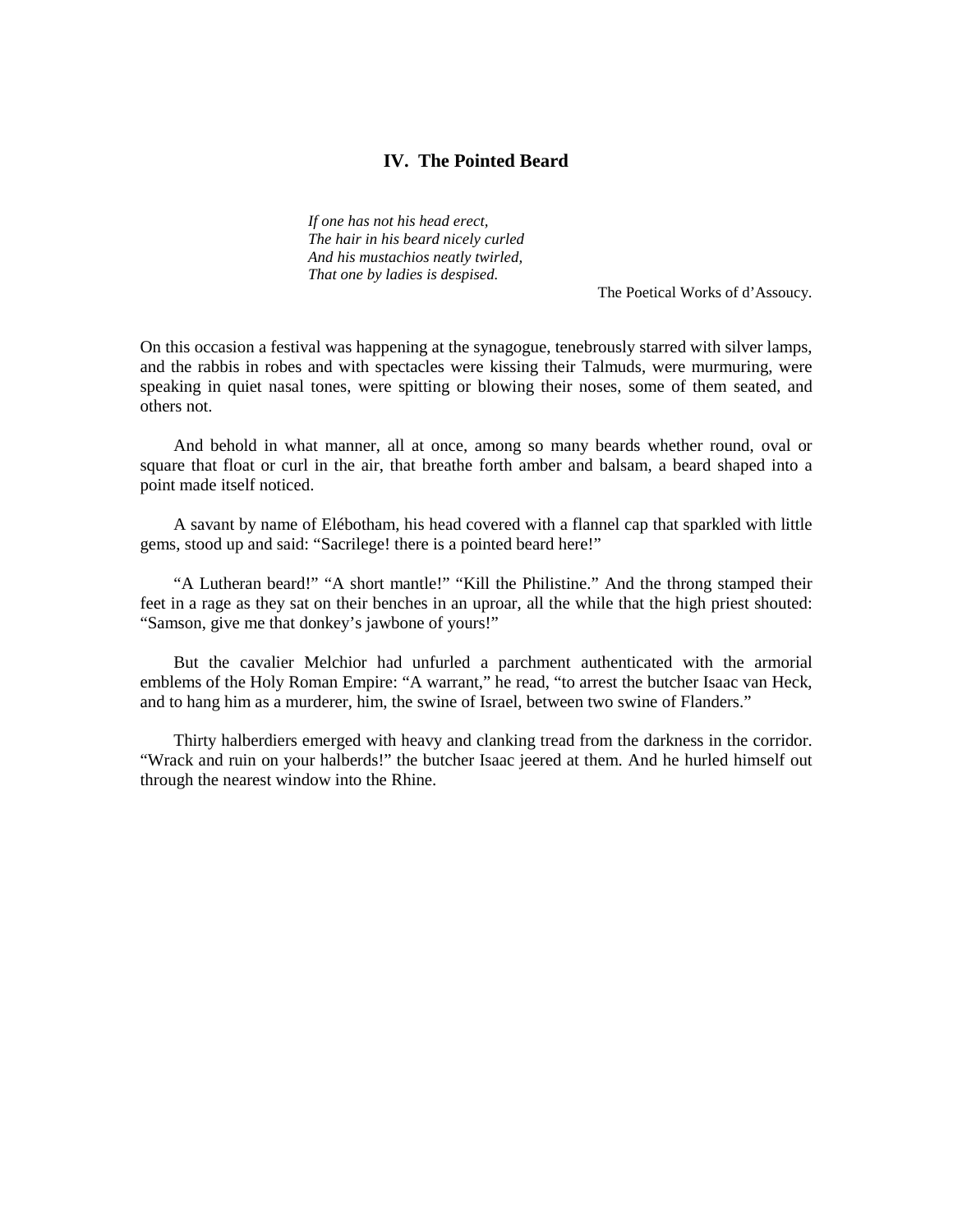## IV. The Pointed Beard

*If one has not his head erect,*
*The hair in his beard nicely curled*
*And his mustachios neatly twirled,*
*That one by ladies is despised.*

The Poetical Works of d'Assoucy.

On this occasion a festival was happening at the synagogue, tenebrously starred with silver lamps, and the rabbis in robes and with spectacles were kissing their Talmuds, were murmuring, were speaking in quiet nasal tones, were spitting or blowing their noses, some of them seated, and others not.

And behold in what manner, all at once, among so many beards whether round, oval or square that float or curl in the air, that breathe forth amber and balsam, a beard shaped into a point made itself noticed.

A savant by name of Elébotham, his head covered with a flannel cap that sparkled with little gems, stood up and said: "Sacrilege! there is a pointed beard here!"

"A Lutheran beard!" "A short mantle!" "Kill the Philistine." And the throng stamped their feet in a rage as they sat on their benches in an uproar, all the while that the high priest shouted: "Samson, give me that donkey's jawbone of yours!"

But the cavalier Melchior had unfurled a parchment authenticated with the armorial emblems of the Holy Roman Empire: "A warrant," he read, "to arrest the butcher Isaac van Heck, and to hang him as a murderer, him, the swine of Israel, between two swine of Flanders."

Thirty halberdiers emerged with heavy and clanking tread from the darkness in the corridor. "Wrack and ruin on your halberds!" the butcher Isaac jeered at them. And he hurled himself out through the nearest window into the Rhine.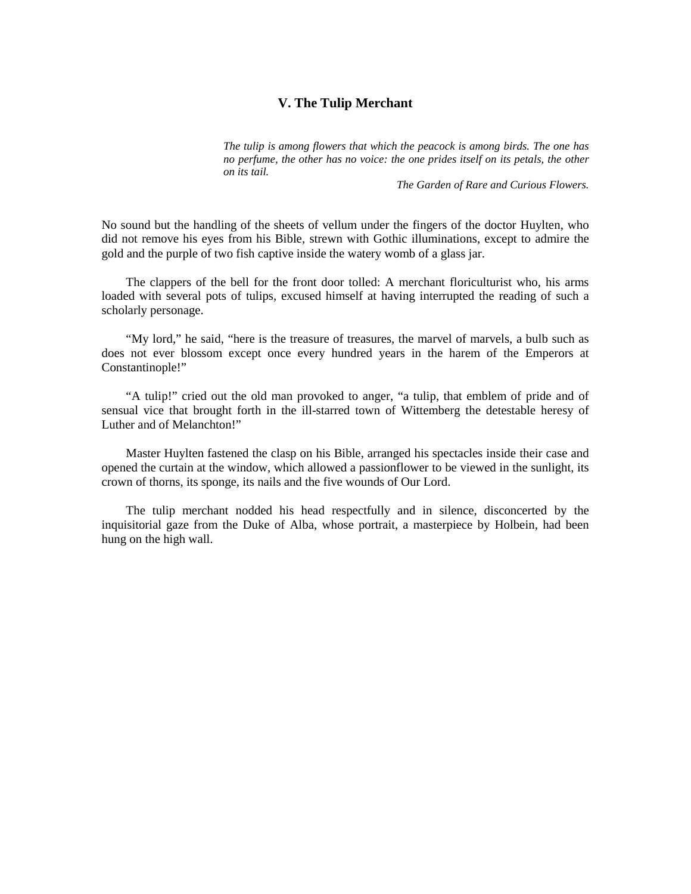## V. The Tulip Merchant

> *The tulip is among flowers that which the peacock is among birds. The one has no perfume, the other has no voice: the one prides itself on its petals, the other on its tail.*
>
> *The Garden of Rare and Curious Flowers.*

No sound but the handling of the sheets of vellum under the fingers of the doctor Huylten, who did not remove his eyes from his Bible, strewn with Gothic illuminations, except to admire the gold and the purple of two fish captive inside the watery womb of a glass jar.

The clappers of the bell for the front door tolled: A merchant floriculturist who, his arms loaded with several pots of tulips, excused himself at having interrupted the reading of such a scholarly personage.

“My lord,” he said, “here is the treasure of treasures, the marvel of marvels, a bulb such as does not ever blossom except once every hundred years in the harem of the Emperors at Constantinople!”

“A tulip!” cried out the old man provoked to anger, “a tulip, that emblem of pride and of sensual vice that brought forth in the ill-starred town of Wittemberg the detestable heresy of Luther and of Melanchton!”

Master Huylten fastened the clasp on his Bible, arranged his spectacles inside their case and opened the curtain at the window, which allowed a passionflower to be viewed in the sunlight, its crown of thorns, its sponge, its nails and the five wounds of Our Lord.

The tulip merchant nodded his head respectfully and in silence, disconcerted by the inquisitorial gaze from the Duke of Alba, whose portrait, a masterpiece by Holbein, had been hung on the high wall.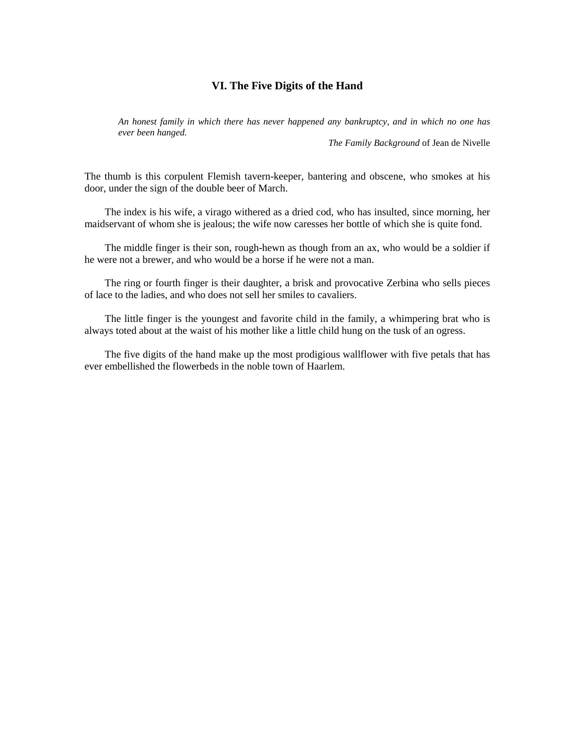### VI. The Five Digits of the Hand

> *An honest family in which there has never happened any bankruptcy, and in which no one has ever been hanged.*
>
> *The Family Background* of Jean de Nivelle

The thumb is this corpulent Flemish tavern-keeper, bantering and obscene, who smokes at his door, under the sign of the double beer of March.

The index is his wife, a virago withered as a dried cod, who has insulted, since morning, her maidservant of whom she is jealous; the wife now caresses her bottle of which she is quite fond.

The middle finger is their son, rough-hewn as though from an ax, who would be a soldier if he were not a brewer, and who would be a horse if he were not a man.

The ring or fourth finger is their daughter, a brisk and provocative Zerbina who sells pieces of lace to the ladies, and who does not sell her smiles to cavaliers.

The little finger is the youngest and favorite child in the family, a whimpering brat who is always toted about at the waist of his mother like a little child hung on the tusk of an ogress.

The five digits of the hand make up the most prodigious wallflower with five petals that has ever embellished the flowerbeds in the noble town of Haarlem.